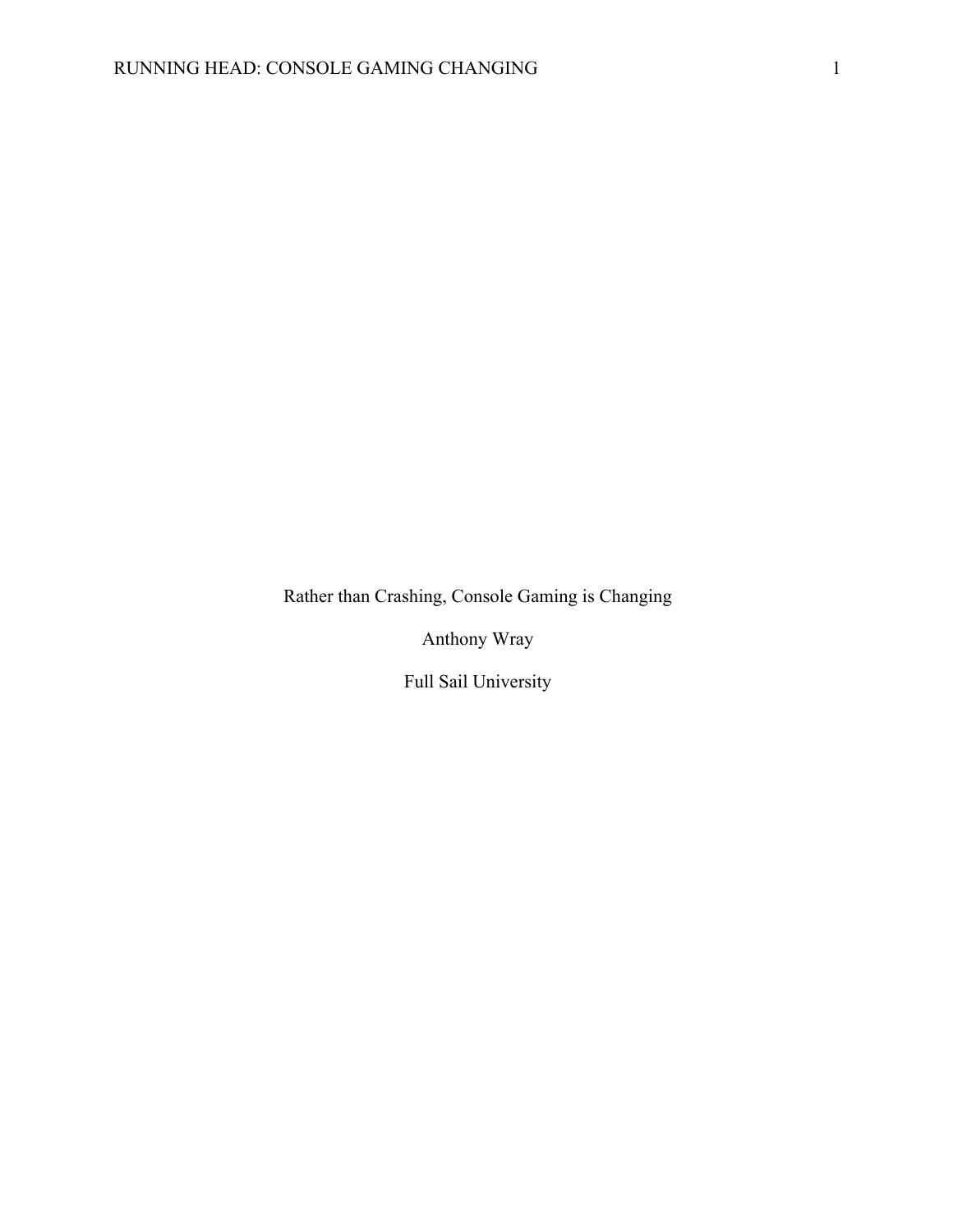Rather than Crashing, Console Gaming is Changing

Anthony Wray

Full Sail University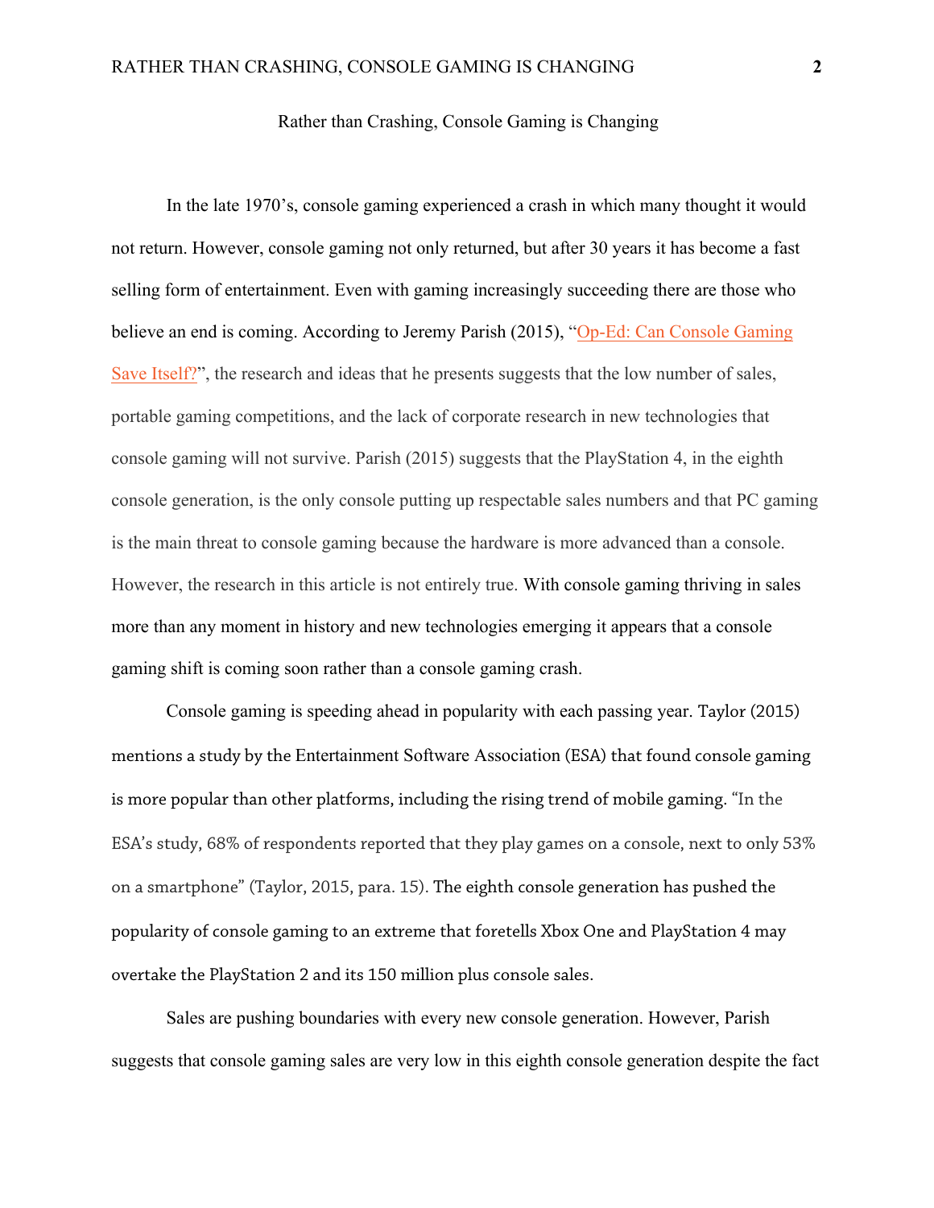Rather than Crashing, Console Gaming is Changing

In the late 1970's, console gaming experienced a crash in which many thought it would not return. However, console gaming not only returned, but after 30 years it has become a fast selling form of entertainment. Even with gaming increasingly succeeding there are those who believe an end is coming. According to Jeremy Parish (2015), "Op-Ed: Can Console Gaming Save Itself?", the research and ideas that he presents suggests that the low number of sales, portable gaming competitions, and the lack of corporate research in new technologies that console gaming will not survive. Parish (2015) suggests that the PlayStation 4, in the eighth console generation, is the only console putting up respectable sales numbers and that PC gaming is the main threat to console gaming because the hardware is more advanced than a console. However, the research in this article is not entirely true. With console gaming thriving in sales more than any moment in history and new technologies emerging it appears that a console gaming shift is coming soon rather than a console gaming crash.

Console gaming is speeding ahead in popularity with each passing year. Taylor (2015) mentions a study by the Entertainment Software Association (ESA) that found console gaming is more popular than other platforms, including the rising trend of mobile gaming. "In the ESA's study, 68% of respondents reported that they play games on a console, next to only 53% on a smartphone" (Taylor, 2015, para. 15). The eighth console generation has pushed the popularity of console gaming to an extreme that foretells Xbox One and PlayStation 4 may overtake the PlayStation 2 and its 150 million plus console sales.

Sales are pushing boundaries with every new console generation. However, Parish suggests that console gaming sales are very low in this eighth console generation despite the fact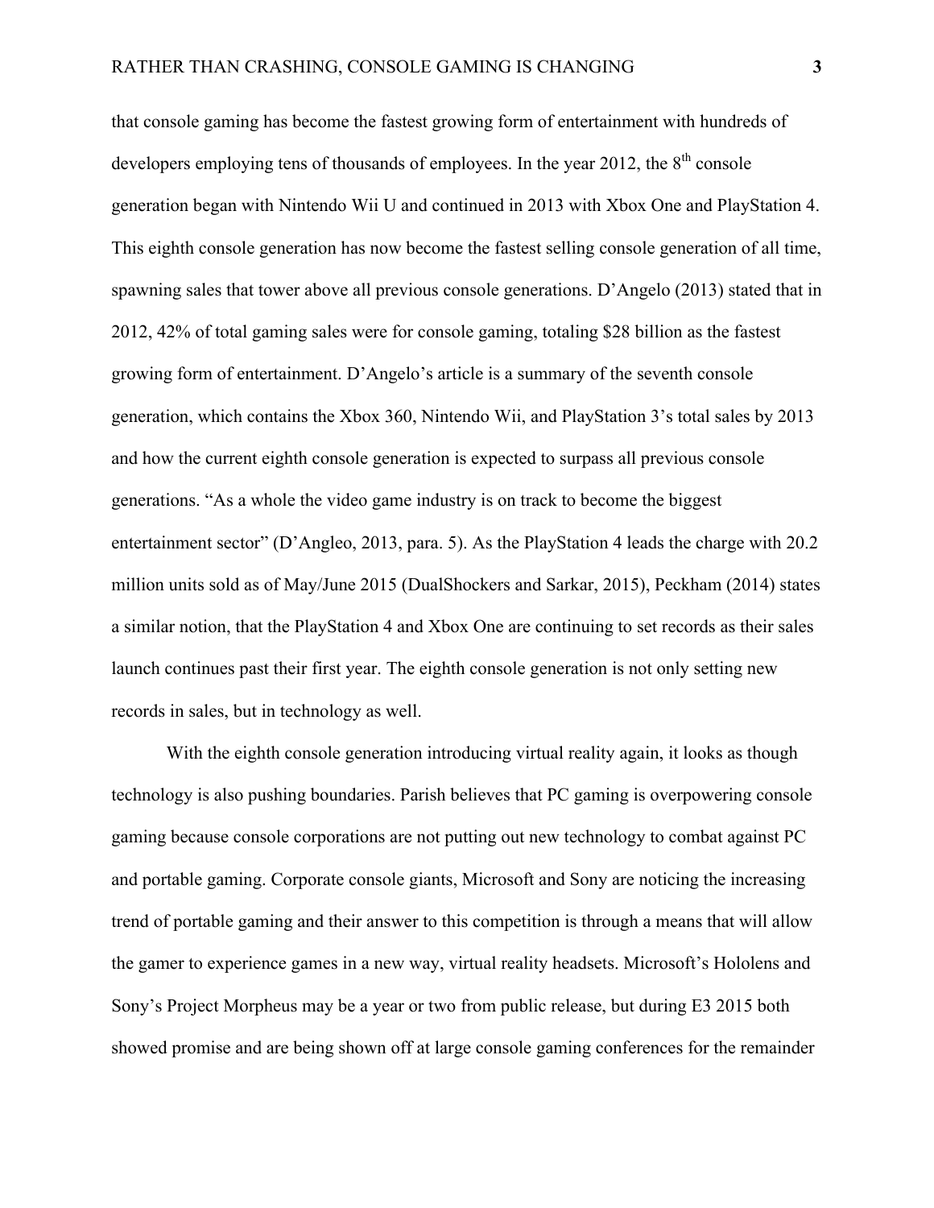that console gaming has become the fastest growing form of entertainment with hundreds of developers employing tens of thousands of employees. In the year 2012, the 8th console generation began with Nintendo Wii U and continued in 2013 with Xbox One and PlayStation 4. This eighth console generation has now become the fastest selling console generation of all time, spawning sales that tower above all previous console generations. D'Angelo (2013) stated that in 2012, 42% of total gaming sales were for console gaming, totaling $28 billion as the fastest growing form of entertainment. D'Angelo's article is a summary of the seventh console generation, which contains the Xbox 360, Nintendo Wii, and PlayStation 3's total sales by 2013 and how the current eighth console generation is expected to surpass all previous console generations. "As a whole the video game industry is on track to become the biggest entertainment sector" (D'Angleo, 2013, para. 5). As the PlayStation 4 leads the charge with 20.2 million units sold as of May/June 2015 (DualShockers and Sarkar, 2015), Peckham (2014) states a similar notion, that the PlayStation 4 and Xbox One are continuing to set records as their sales launch continues past their first year. The eighth console generation is not only setting new records in sales, but in technology as well.

With the eighth console generation introducing virtual reality again, it looks as though technology is also pushing boundaries. Parish believes that PC gaming is overpowering console gaming because console corporations are not putting out new technology to combat against PC and portable gaming. Corporate console giants, Microsoft and Sony are noticing the increasing trend of portable gaming and their answer to this competition is through a means that will allow the gamer to experience games in a new way, virtual reality headsets. Microsoft's Hololens and Sony's Project Morpheus may be a year or two from public release, but during E3 2015 both showed promise and are being shown off at large console gaming conferences for the remainder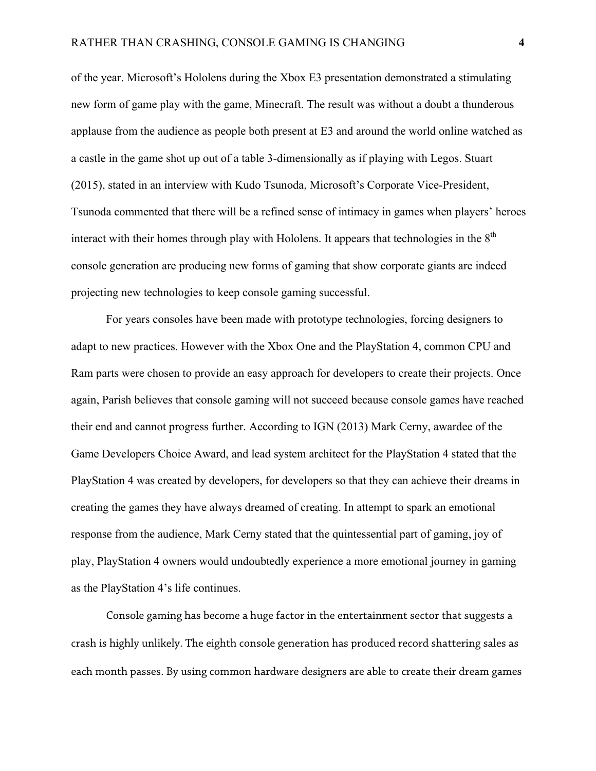of the year. Microsoft's Hololens during the Xbox E3 presentation demonstrated a stimulating new form of game play with the game, Minecraft. The result was without a doubt a thunderous applause from the audience as people both present at E3 and around the world online watched as a castle in the game shot up out of a table 3-dimensionally as if playing with Legos. Stuart (2015), stated in an interview with Kudo Tsunoda, Microsoft's Corporate Vice-President, Tsunoda commented that there will be a refined sense of intimacy in games when players' heroes interact with their homes through play with Hololens. It appears that technologies in the 8th console generation are producing new forms of gaming that show corporate giants are indeed projecting new technologies to keep console gaming successful.

For years consoles have been made with prototype technologies, forcing designers to adapt to new practices. However with the Xbox One and the PlayStation 4, common CPU and Ram parts were chosen to provide an easy approach for developers to create their projects. Once again, Parish believes that console gaming will not succeed because console games have reached their end and cannot progress further. According to IGN (2013) Mark Cerny, awardee of the Game Developers Choice Award, and lead system architect for the PlayStation 4 stated that the PlayStation 4 was created by developers, for developers so that they can achieve their dreams in creating the games they have always dreamed of creating. In attempt to spark an emotional response from the audience, Mark Cerny stated that the quintessential part of gaming, joy of play, PlayStation 4 owners would undoubtedly experience a more emotional journey in gaming as the PlayStation 4's life continues.

Console gaming has become a huge factor in the entertainment sector that suggests a crash is highly unlikely. The eighth console generation has produced record shattering sales as each month passes. By using common hardware designers are able to create their dream games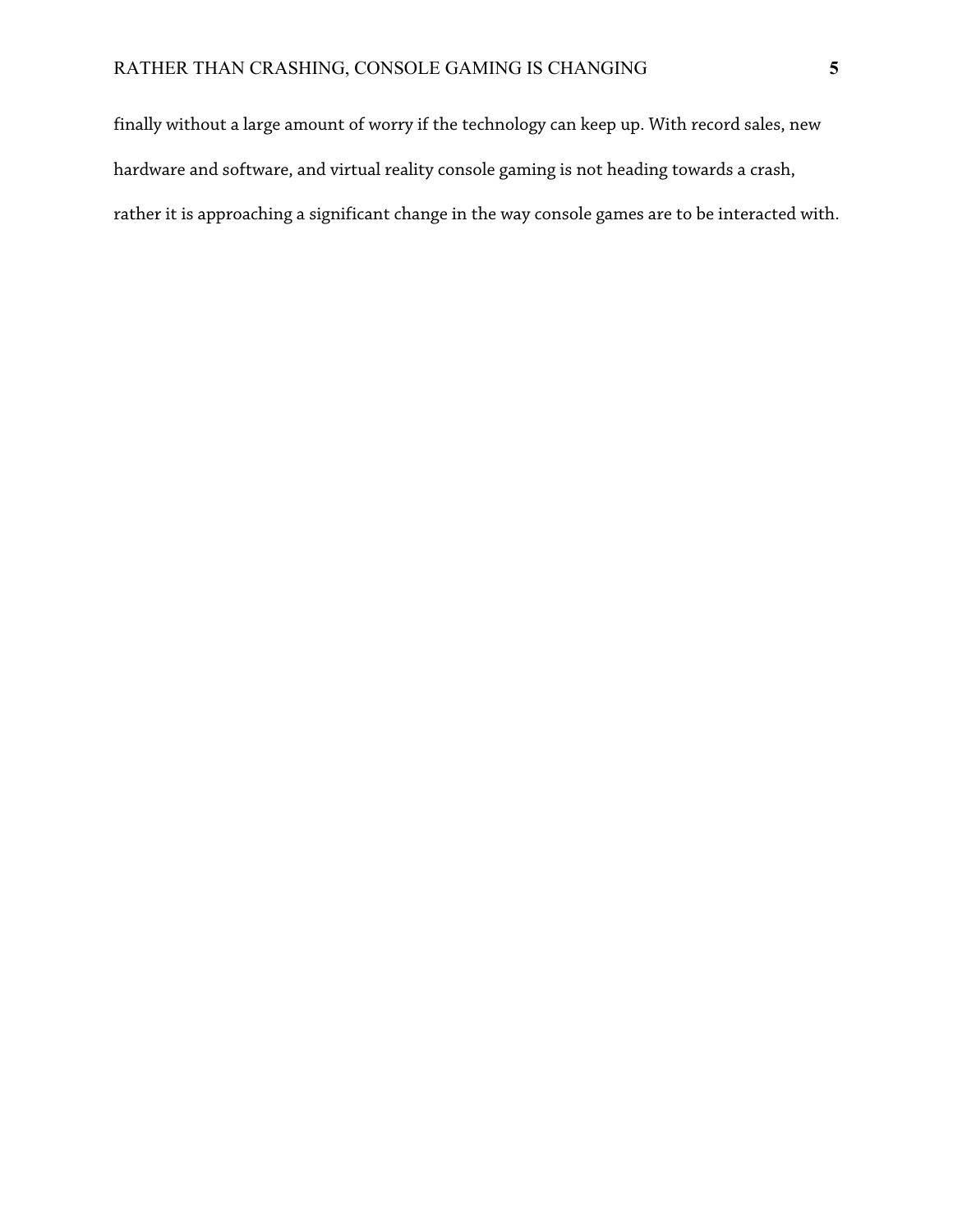finally without a large amount of worry if the technology can keep up. With record sales, new hardware and software, and virtual reality console gaming is not heading towards a crash, rather it is approaching a significant change in the way console games are to be interacted with.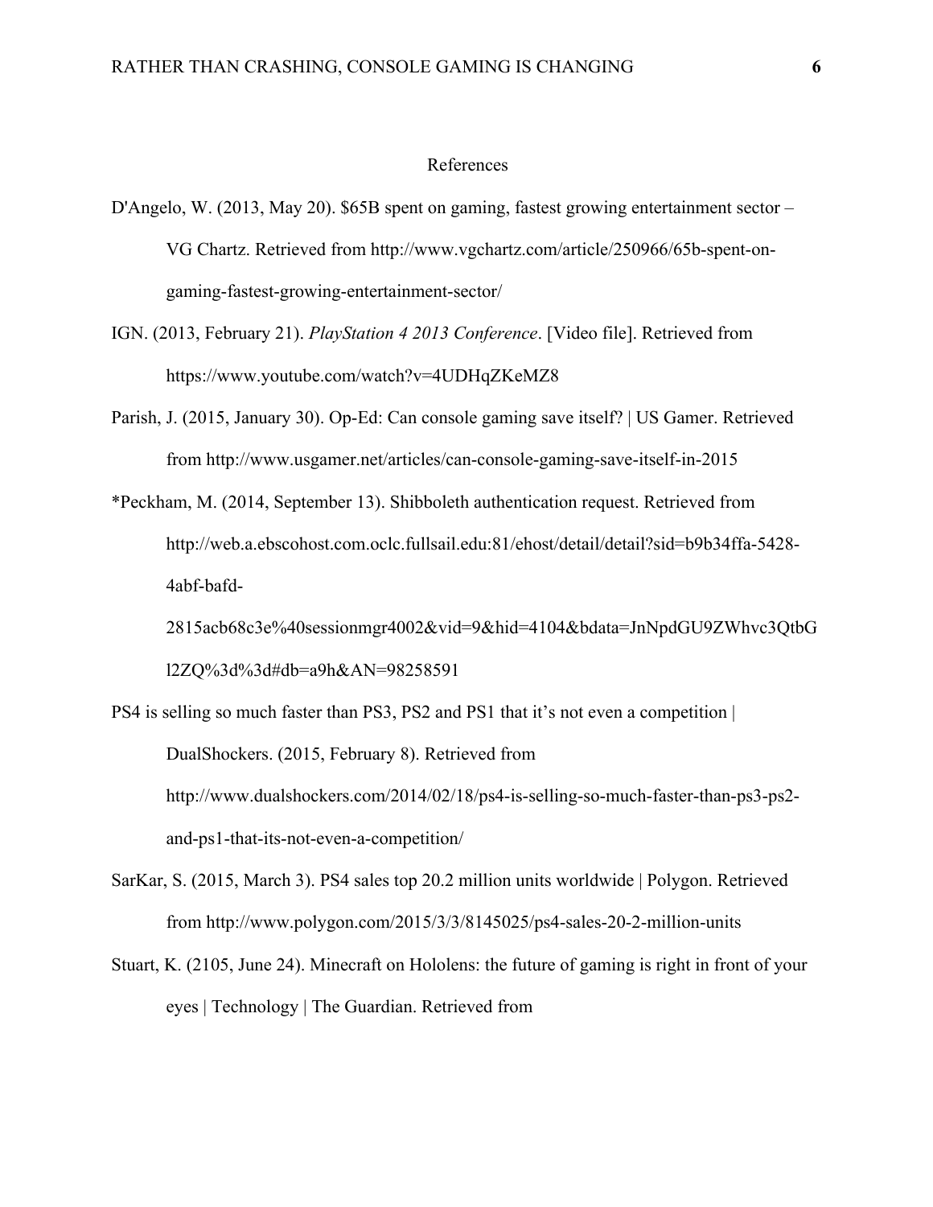References

D'Angelo, W. (2013, May 20). $65B spent on gaming, fastest growing entertainment sector – VG Chartz. Retrieved from http://www.vgchartz.com/article/250966/65b-spent-on-gaming-fastest-growing-entertainment-sector/

IGN. (2013, February 21). *PlayStation 4 2013 Conference*. [Video file]. Retrieved from https://www.youtube.com/watch?v=4UDHqZKeMZ8

Parish, J. (2015, January 30). Op-Ed: Can console gaming save itself? | US Gamer. Retrieved from http://www.usgamer.net/articles/can-console-gaming-save-itself-in-2015

*Peckham, M. (2014, September 13). Shibboleth authentication request. Retrieved from http://web.a.ebscohost.com.oclc.fullsail.edu:81/ehost/detail/detail?sid=b9b34ffa-5428-4abf-bafd-2815acb68c3e%40sessionmgr4002&vid=9&hid=4104&bdata=JnNpdGU9ZWhvc3QtbGl2ZQ%3d%3d#db=a9h&AN=98258591

PS4 is selling so much faster than PS3, PS2 and PS1 that it's not even a competition | DualShockers. (2015, February 8). Retrieved from http://www.dualshockers.com/2014/02/18/ps4-is-selling-so-much-faster-than-ps3-ps2-and-ps1-that-its-not-even-a-competition/

SarKar, S. (2015, March 3). PS4 sales top 20.2 million units worldwide | Polygon. Retrieved from http://www.polygon.com/2015/3/3/8145025/ps4-sales-20-2-million-units

Stuart, K. (2105, June 24). Minecraft on Hololens: the future of gaming is right in front of your eyes | Technology | The Guardian. Retrieved from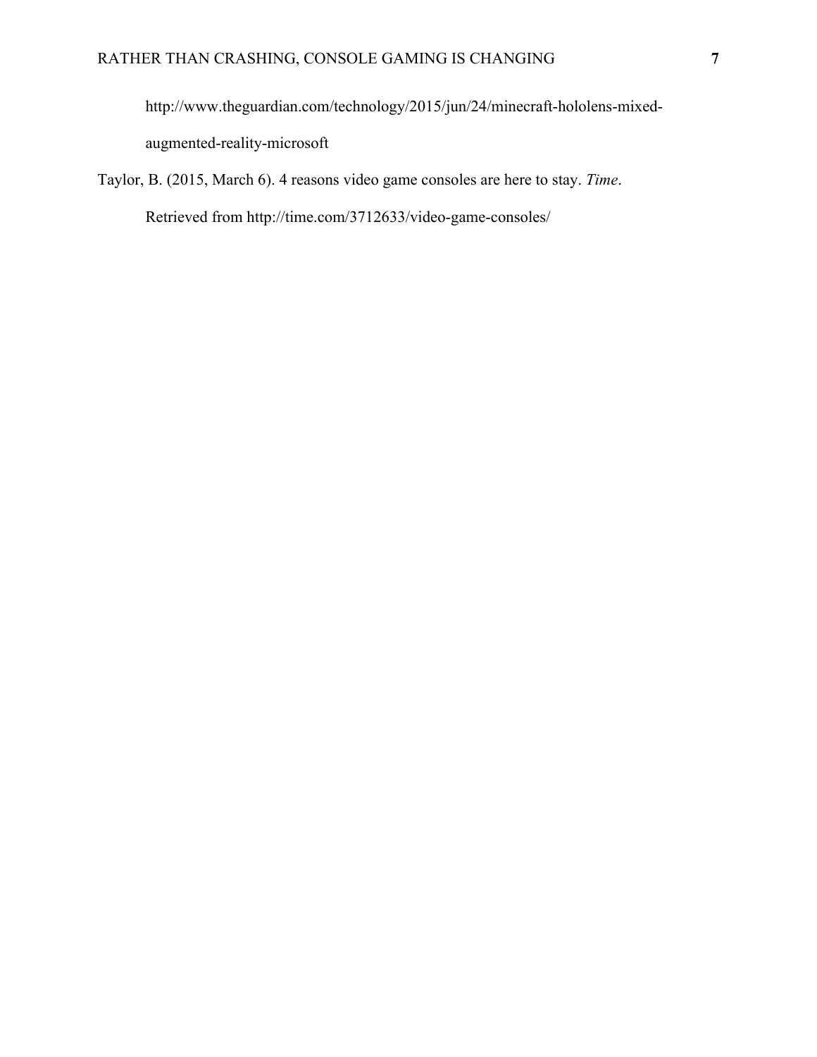http://www.theguardian.com/technology/2015/jun/24/minecraft-hololens-mixed-augmented-reality-microsoft

Taylor, B. (2015, March 6). 4 reasons video game consoles are here to stay. *Time*. Retrieved from http://time.com/3712633/video-game-consoles/